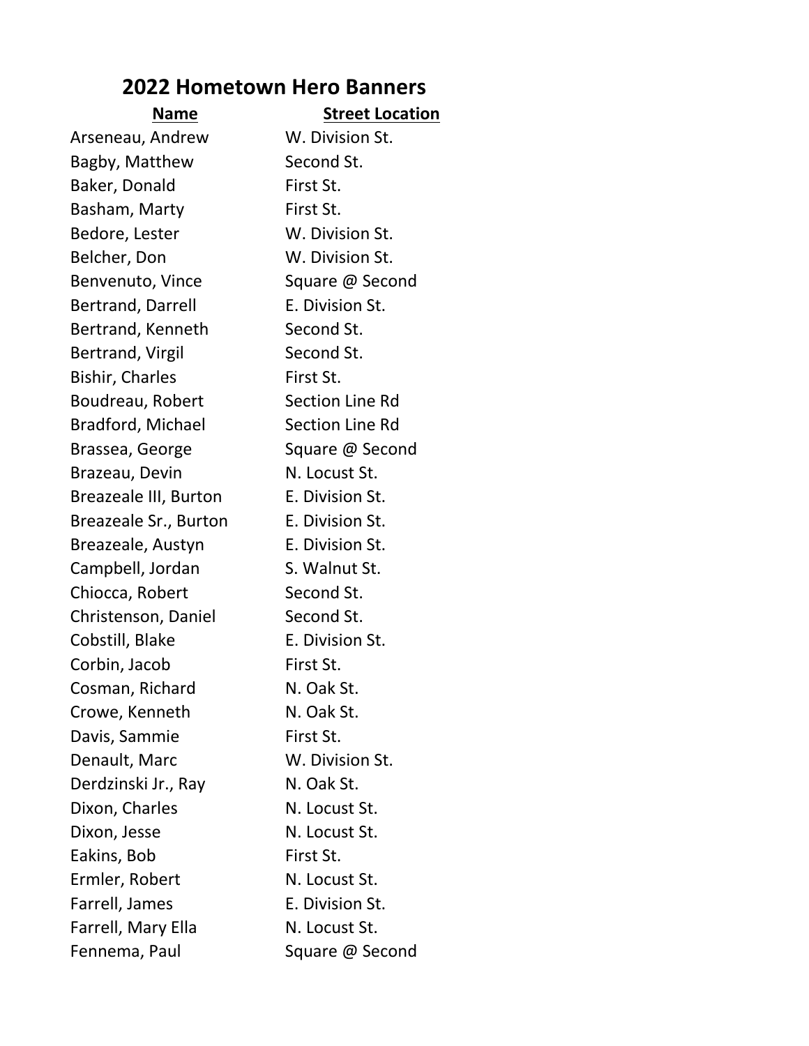# 2022 Hometown Hero Banners

| Name | Street Location |
| --- | --- |
| Arseneau, Andrew | W. Division St. |
| Bagby, Matthew | Second St. |
| Baker, Donald | First St. |
| Basham, Marty | First St. |
| Bedore, Lester | W. Division St. |
| Belcher, Don | W. Division St. |
| Benvenuto, Vince | Square @ Second |
| Bertrand, Darrell | E. Division St. |
| Bertrand, Kenneth | Second St. |
| Bertrand, Virgil | Second St. |
| Bishir, Charles | First St. |
| Boudreau, Robert | Section Line Rd |
| Bradford, Michael | Section Line Rd |
| Brassea, George | Square @ Second |
| Brazeau, Devin | N. Locust St. |
| Breazeale III, Burton | E. Division St. |
| Breazeale Sr., Burton | E. Division St. |
| Breazeale, Austyn | E. Division St. |
| Campbell, Jordan | S. Walnut St. |
| Chiocca, Robert | Second St. |
| Christenson, Daniel | Second St. |
| Cobstill, Blake | E. Division St. |
| Corbin, Jacob | First St. |
| Cosman, Richard | N. Oak St. |
| Crowe, Kenneth | N. Oak St. |
| Davis, Sammie | First St. |
| Denault, Marc | W. Division St. |
| Derdzinski Jr., Ray | N. Oak St. |
| Dixon, Charles | N. Locust St. |
| Dixon, Jesse | N. Locust St. |
| Eakins, Bob | First St. |
| Ermler, Robert | N. Locust St. |
| Farrell, James | E. Division St. |
| Farrell, Mary Ella | N. Locust St. |
| Fennema, Paul | Square @ Second |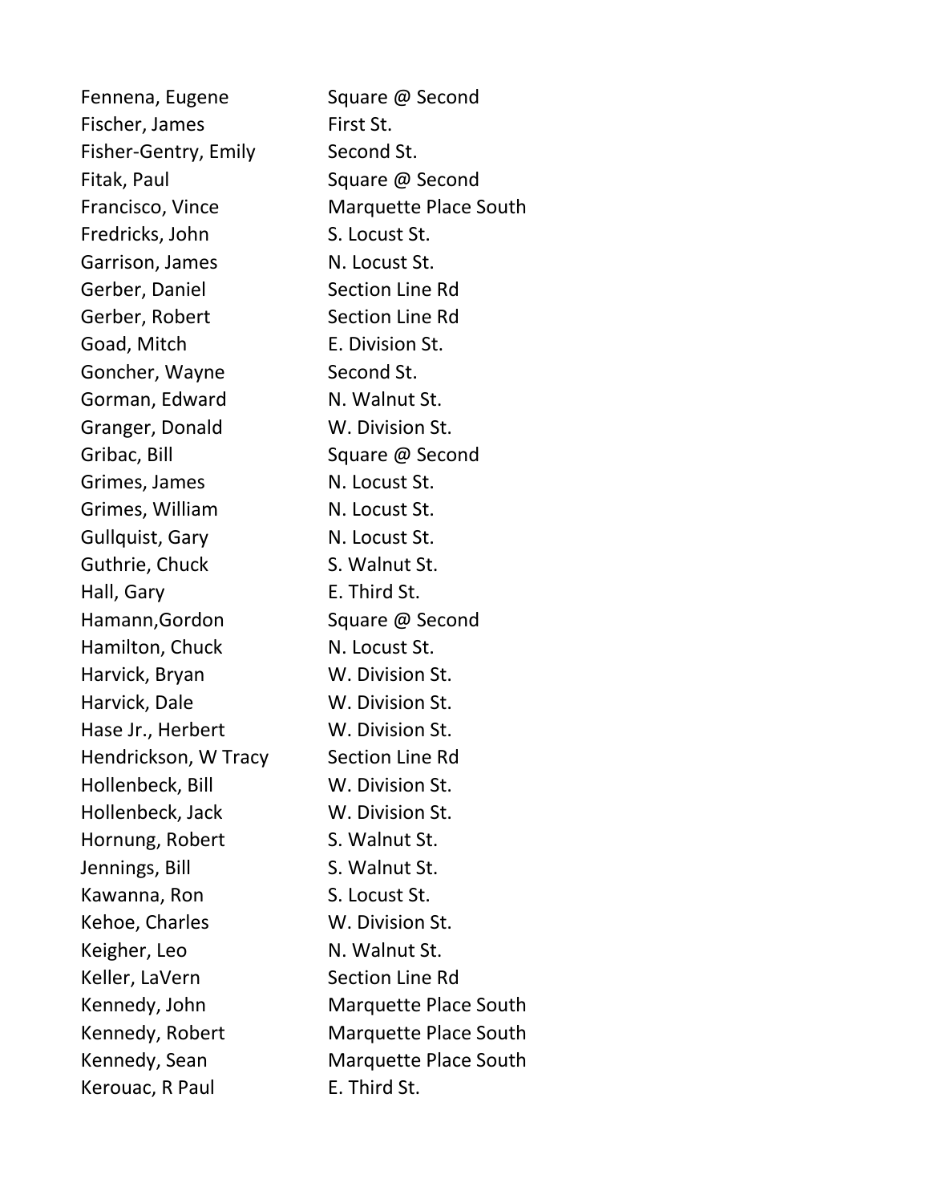| | |
|---|---|
| Fennena, Eugene | Square @ Second |
| Fischer, James | First St. |
| Fisher-Gentry, Emily | Second St. |
| Fitak, Paul | Square @ Second |
| Francisco, Vince | Marquette Place South |
| Fredricks, John | S. Locust St. |
| Garrison, James | N. Locust St. |
| Gerber, Daniel | Section Line Rd |
| Gerber, Robert | Section Line Rd |
| Goad, Mitch | E. Division St. |
| Goncher, Wayne | Second St. |
| Gorman, Edward | N. Walnut St. |
| Granger, Donald | W. Division St. |
| Gribac, Bill | Square @ Second |
| Grimes, James | N. Locust St. |
| Grimes, William | N. Locust St. |
| Gullquist, Gary | N. Locust St. |
| Guthrie, Chuck | S. Walnut St. |
| Hall, Gary | E. Third St. |
| Hamann,Gordon | Square @ Second |
| Hamilton, Chuck | N. Locust St. |
| Harvick, Bryan | W. Division St. |
| Harvick, Dale | W. Division St. |
| Hase Jr., Herbert | W. Division St. |
| Hendrickson, W Tracy | Section Line Rd |
| Hollenbeck, Bill | W. Division St. |
| Hollenbeck, Jack | W. Division St. |
| Hornung, Robert | S. Walnut St. |
| Jennings, Bill | S. Walnut St. |
| Kawanna, Ron | S. Locust St. |
| Kehoe, Charles | W. Division St. |
| Keigher, Leo | N. Walnut St. |
| Keller, LaVern | Section Line Rd |
| Kennedy, John | Marquette Place South |
| Kennedy, Robert | Marquette Place South |
| Kennedy, Sean | Marquette Place South |
| Kerouac, R Paul | E. Third St. |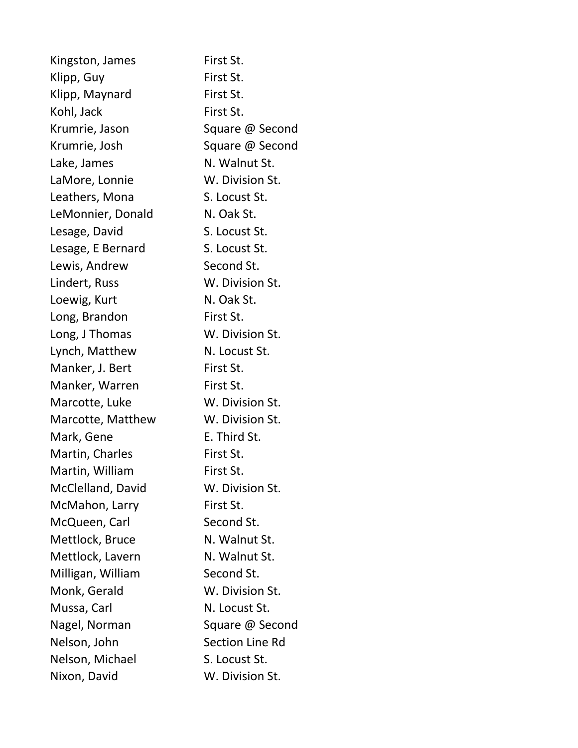| | |
|---|---|
| Kingston, James | First St. |
| Klipp, Guy | First St. |
| Klipp, Maynard | First St. |
| Kohl, Jack | First St. |
| Krumrie, Jason | Square @ Second |
| Krumrie, Josh | Square @ Second |
| Lake, James | N. Walnut St. |
| LaMore, Lonnie | W. Division St. |
| Leathers, Mona | S. Locust St. |
| LeMonnier, Donald | N. Oak St. |
| Lesage, David | S. Locust St. |
| Lesage, E Bernard | S. Locust St. |
| Lewis, Andrew | Second St. |
| Lindert, Russ | W. Division St. |
| Loewig, Kurt | N. Oak St. |
| Long, Brandon | First St. |
| Long, J Thomas | W. Division St. |
| Lynch, Matthew | N. Locust St. |
| Manker, J. Bert | First St. |
| Manker, Warren | First St. |
| Marcotte, Luke | W. Division St. |
| Marcotte, Matthew | W. Division St. |
| Mark, Gene | E. Third St. |
| Martin, Charles | First St. |
| Martin, William | First St. |
| McClelland, David | W. Division St. |
| McMahon, Larry | First St. |
| McQueen, Carl | Second St. |
| Mettlock, Bruce | N. Walnut St. |
| Mettlock, Lavern | N. Walnut St. |
| Milligan, William | Second St. |
| Monk, Gerald | W. Division St. |
| Mussa, Carl | N. Locust St. |
| Nagel, Norman | Square @ Second |
| Nelson, John | Section Line Rd |
| Nelson, Michael | S. Locust St. |
| Nixon, David | W. Division St. |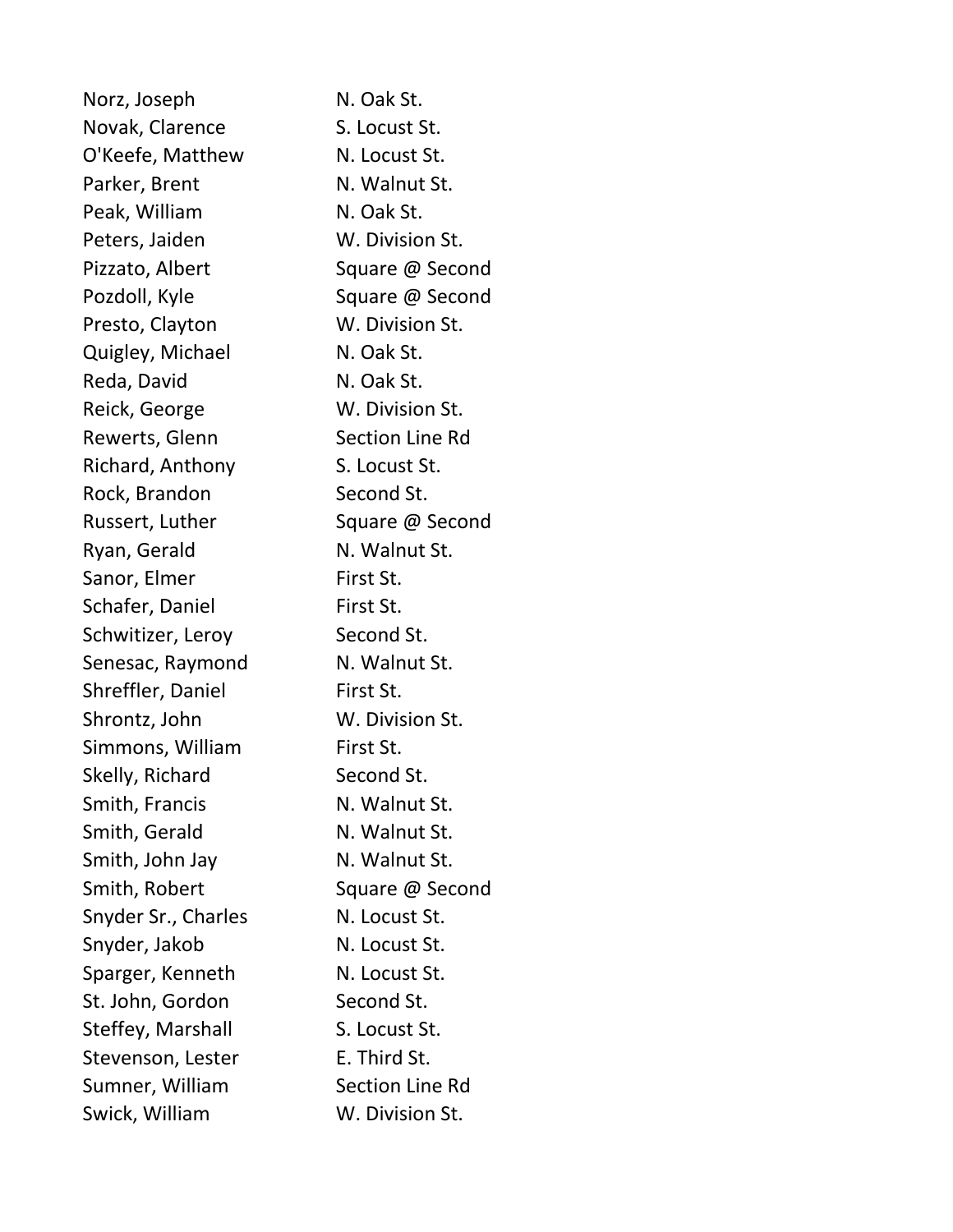| | |
|---|---|
| Norz, Joseph | N. Oak St. |
| Novak, Clarence | S. Locust St. |
| O'Keefe, Matthew | N. Locust St. |
| Parker, Brent | N. Walnut St. |
| Peak, William | N. Oak St. |
| Peters, Jaiden | W. Division St. |
| Pizzato, Albert | Square @ Second |
| Pozdoll, Kyle | Square @ Second |
| Presto, Clayton | W. Division St. |
| Quigley, Michael | N. Oak St. |
| Reda, David | N. Oak St. |
| Reick, George | W. Division St. |
| Rewerts, Glenn | Section Line Rd |
| Richard, Anthony | S. Locust St. |
| Rock, Brandon | Second St. |
| Russert, Luther | Square @ Second |
| Ryan, Gerald | N. Walnut St. |
| Sanor, Elmer | First St. |
| Schafer, Daniel | First St. |
| Schwitizer, Leroy | Second St. |
| Senesac, Raymond | N. Walnut St. |
| Shreffler, Daniel | First St. |
| Shrontz, John | W. Division St. |
| Simmons, William | First St. |
| Skelly, Richard | Second St. |
| Smith, Francis | N. Walnut St. |
| Smith, Gerald | N. Walnut St. |
| Smith, John Jay | N. Walnut St. |
| Smith, Robert | Square @ Second |
| Snyder Sr., Charles | N. Locust St. |
| Snyder, Jakob | N. Locust St. |
| Sparger, Kenneth | N. Locust St. |
| St. John, Gordon | Second St. |
| Steffey, Marshall | S. Locust St. |
| Stevenson, Lester | E. Third St. |
| Sumner, William | Section Line Rd |
| Swick, William | W. Division St. |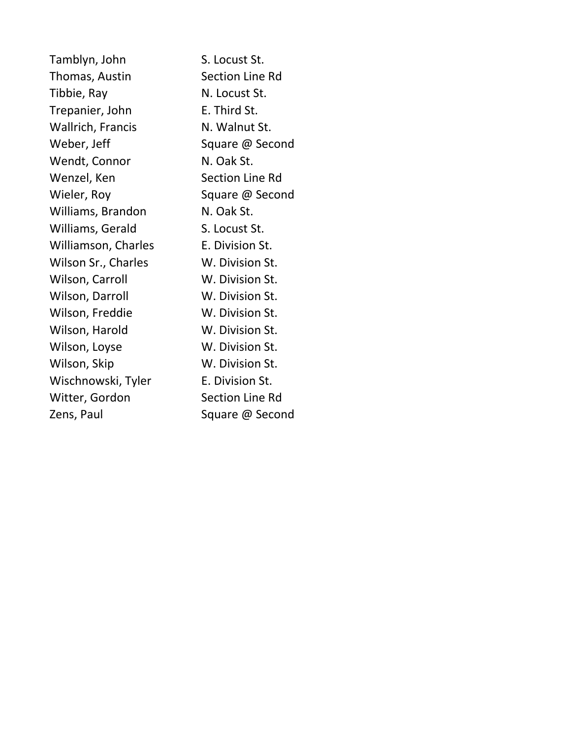| | |
|---|---|
| Tamblyn, John | S. Locust St. |
| Thomas, Austin | Section Line Rd |
| Tibbie, Ray | N. Locust St. |
| Trepanier, John | E. Third St. |
| Wallrich, Francis | N. Walnut St. |
| Weber, Jeff | Square @ Second |
| Wendt, Connor | N. Oak St. |
| Wenzel, Ken | Section Line Rd |
| Wieler, Roy | Square @ Second |
| Williams, Brandon | N. Oak St. |
| Williams, Gerald | S. Locust St. |
| Williamson, Charles | E. Division St. |
| Wilson Sr., Charles | W. Division St. |
| Wilson, Carroll | W. Division St. |
| Wilson, Darroll | W. Division St. |
| Wilson, Freddie | W. Division St. |
| Wilson, Harold | W. Division St. |
| Wilson, Loyse | W. Division St. |
| Wilson, Skip | W. Division St. |
| Wischnowski, Tyler | E. Division St. |
| Witter, Gordon | Section Line Rd |
| Zens, Paul | Square @ Second |